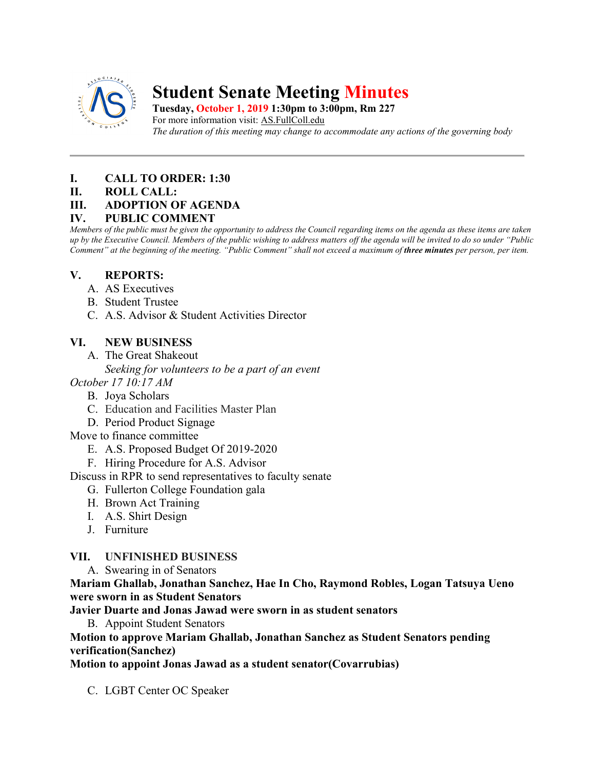# Student Senate Meeting Minutes

**Tuesday, October 1, 2019 1:30pm to 3:00pm, Rm 227**
For more information visit: AS.FullColl.edu
*The duration of this meeting may change to accommodate any actions of the governing body*

---

## I. CALL TO ORDER: 1:30

## II. ROLL CALL:

## III. ADOPTION OF AGENDA

## IV. PUBLIC COMMENT

*Members of the public must be given the opportunity to address the Council regarding items on the agenda as these items are taken up by the Executive Council. Members of the public wishing to address matters off the agenda will be invited to do so under "Public Comment" at the beginning of the meeting. "Public Comment" shall not exceed a maximum of* ***three minutes*** *per person, per item.*

## V. REPORTS:

A. AS Executives
B. Student Trustee
C. A.S. Advisor & Student Activities Director

## VI. NEW BUSINESS

A. The Great Shakeout
*Seeking for volunteers to be a part of an event*
*October 17 10:17 AM*
B. Joya Scholars
C. Education and Facilities Master Plan
D. Period Product Signage
Move to finance committee
E. A.S. Proposed Budget Of 2019-2020
F. Hiring Procedure for A.S. Advisor
Discuss in RPR to send representatives to faculty senate
G. Fullerton College Foundation gala
H. Brown Act Training
I. A.S. Shirt Design
J. Furniture

## VII. UNFINISHED BUSINESS

A. Swearing in of Senators

**Mariam Ghallab, Jonathan Sanchez, Hae In Cho, Raymond Robles, Logan Tatsuya Ueno were sworn in as Student Senators**

**Javier Duarte and Jonas Jawad were sworn in as student senators**

B. Appoint Student Senators

**Motion to approve Mariam Ghallab, Jonathan Sanchez as Student Senators pending verification(Sanchez)**

**Motion to appoint Jonas Jawad as a student senator(Covarrubias)**

C. LGBT Center OC Speaker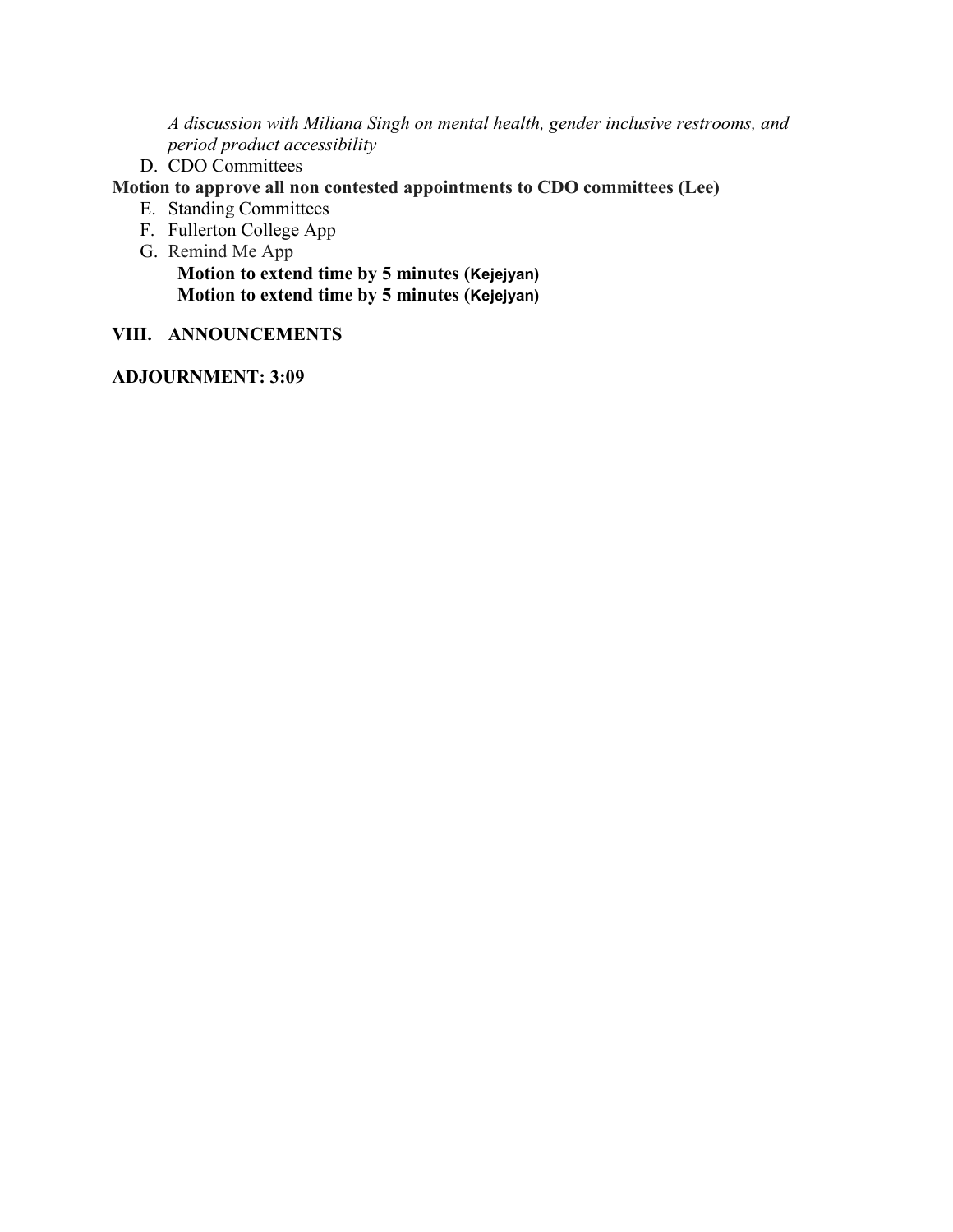*A discussion with Miliana Singh on mental health, gender inclusive restrooms, and period product accessibility*

D. CDO Committees

**Motion to approve all non contested appointments to CDO committees (Lee)**

E. Standing Committees

F. Fullerton College App

G. Remind Me App

**Motion to extend time by 5 minutes (Kejejyan)**

**Motion to extend time by 5 minutes (Kejejyan)**

**VIII. ANNOUNCEMENTS**

**ADJOURNMENT: 3:09**